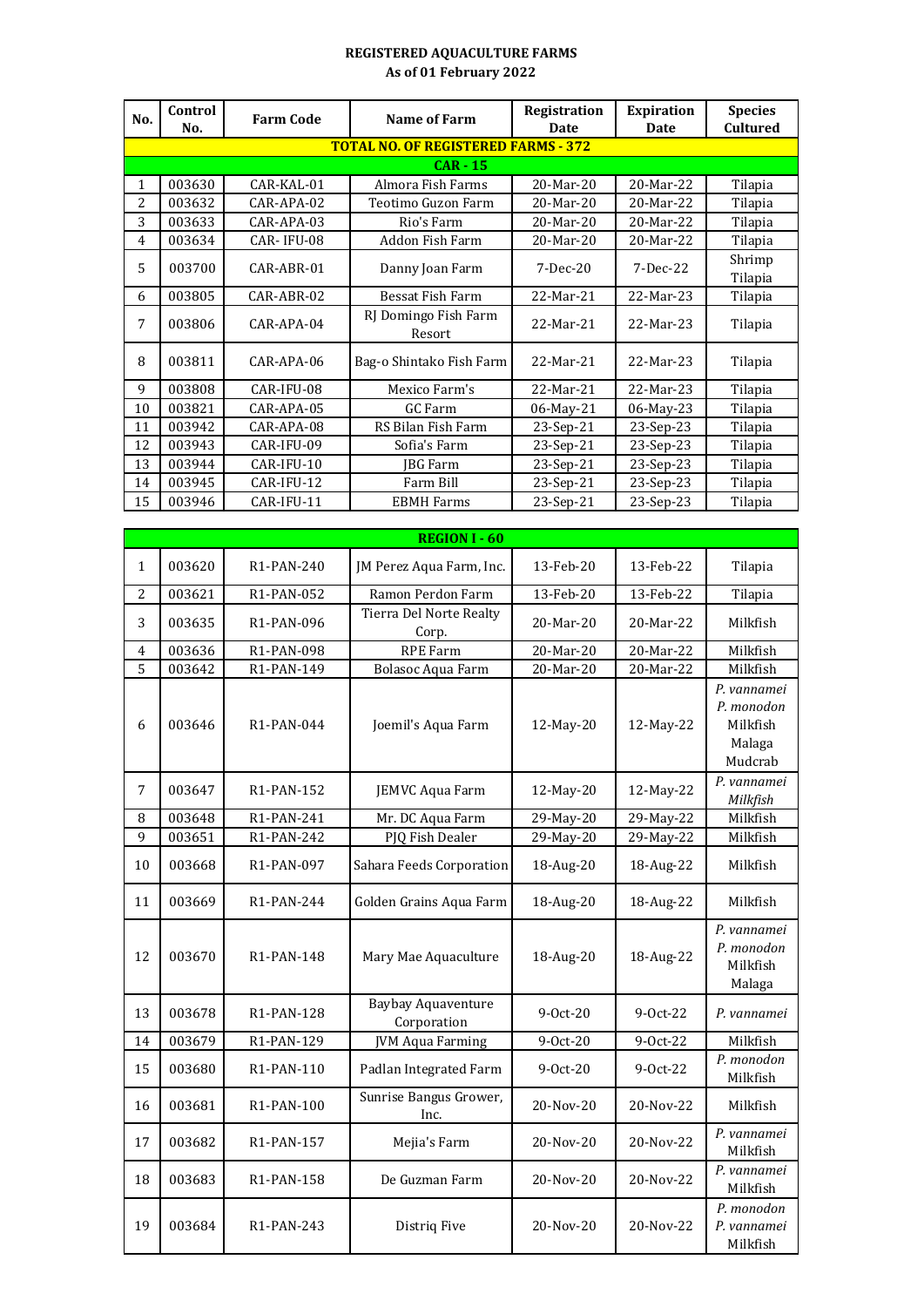**REGISTERED AQUACULTURE FARMS**
**As of 01 February 2022**

| No. | Control No. | Farm Code | Name of Farm | Registration Date | Expiration Date | Species Cultured |
|---|---|---|---|---|---|---|
| **TOTAL NO. OF REGISTERED FARMS - 372** | | | | | | |
| **CAR - 15** | | | | | | |
| 1 | 003630 | CAR-KAL-01 | Almora Fish Farms | 20-Mar-20 | 20-Mar-22 | Tilapia |
| 2 | 003632 | CAR-APA-02 | Teotimo Guzon Farm | 20-Mar-20 | 20-Mar-22 | Tilapia |
| 3 | 003633 | CAR-APA-03 | Rio's Farm | 20-Mar-20 | 20-Mar-22 | Tilapia |
| 4 | 003634 | CAR- IFU-08 | Addon Fish Farm | 20-Mar-20 | 20-Mar-22 | Tilapia |
| 5 | 003700 | CAR-ABR-01 | Danny Joan Farm | 7-Dec-20 | 7-Dec-22 | Shrimp Tilapia |
| 6 | 003805 | CAR-ABR-02 | Bessat Fish Farm | 22-Mar-21 | 22-Mar-23 | Tilapia |
| 7 | 003806 | CAR-APA-04 | RJ Domingo Fish Farm Resort | 22-Mar-21 | 22-Mar-23 | Tilapia |
| 8 | 003811 | CAR-APA-06 | Bag-o Shintako Fish Farm | 22-Mar-21 | 22-Mar-23 | Tilapia |
| 9 | 003808 | CAR-IFU-08 | Mexico Farm's | 22-Mar-21 | 22-Mar-23 | Tilapia |
| 10 | 003821 | CAR-APA-05 | GC Farm | 06-May-21 | 06-May-23 | Tilapia |
| 11 | 003942 | CAR-APA-08 | RS Bilan Fish Farm | 23-Sep-21 | 23-Sep-23 | Tilapia |
| 12 | 003943 | CAR-IFU-09 | Sofia's Farm | 23-Sep-21 | 23-Sep-23 | Tilapia |
| 13 | 003944 | CAR-IFU-10 | JBG Farm | 23-Sep-21 | 23-Sep-23 | Tilapia |
| 14 | 003945 | CAR-IFU-12 | Farm Bill | 23-Sep-21 | 23-Sep-23 | Tilapia |
| 15 | 003946 | CAR-IFU-11 | EBMH Farms | 23-Sep-21 | 23-Sep-23 | Tilapia |

| No. | Control No. | Farm Code | Name of Farm | Registration Date | Expiration Date | Species Cultured |
|---|---|---|---|---|---|---|
| **REGION I - 60** | | | | | | |
| 1 | 003620 | R1-PAN-240 | JM Perez Aqua Farm, Inc. | 13-Feb-20 | 13-Feb-22 | Tilapia |
| 2 | 003621 | R1-PAN-052 | Ramon Perdon Farm | 13-Feb-20 | 13-Feb-22 | Tilapia |
| 3 | 003635 | R1-PAN-096 | Tierra Del Norte Realty Corp. | 20-Mar-20 | 20-Mar-22 | Milkfish |
| 4 | 003636 | R1-PAN-098 | RPE Farm | 20-Mar-20 | 20-Mar-22 | Milkfish |
| 5 | 003642 | R1-PAN-149 | Bolasoc Aqua Farm | 20-Mar-20 | 20-Mar-22 | Milkfish |
| 6 | 003646 | R1-PAN-044 | Joemil's Aqua Farm | 12-May-20 | 12-May-22 | *P. vannamei* *P. monodon* Milkfish Malaga Mudcrab |
| 7 | 003647 | R1-PAN-152 | JEMVC Aqua Farm | 12-May-20 | 12-May-22 | *P. vannamei* *Milkfish* |
| 8 | 003648 | R1-PAN-241 | Mr. DC Aqua Farm | 29-May-20 | 29-May-22 | Milkfish |
| 9 | 003651 | R1-PAN-242 | PJQ Fish Dealer | 29-May-20 | 29-May-22 | Milkfish |
| 10 | 003668 | R1-PAN-097 | Sahara Feeds Corporation | 18-Aug-20 | 18-Aug-22 | Milkfish |
| 11 | 003669 | R1-PAN-244 | Golden Grains Aqua Farm | 18-Aug-20 | 18-Aug-22 | Milkfish |
| 12 | 003670 | R1-PAN-148 | Mary Mae Aquaculture | 18-Aug-20 | 18-Aug-22 | *P. vannamei* *P. monodon* Milkfish Malaga |
| 13 | 003678 | R1-PAN-128 | Baybay Aquaventure Corporation | 9-Oct-20 | 9-Oct-22 | *P. vannamei* |
| 14 | 003679 | R1-PAN-129 | JVM Aqua Farming | 9-Oct-20 | 9-Oct-22 | Milkfish |
| 15 | 003680 | R1-PAN-110 | Padlan Integrated Farm | 9-Oct-20 | 9-Oct-22 | *P. monodon* Milkfish |
| 16 | 003681 | R1-PAN-100 | Sunrise Bangus Grower, Inc. | 20-Nov-20 | 20-Nov-22 | Milkfish |
| 17 | 003682 | R1-PAN-157 | Mejia's Farm | 20-Nov-20 | 20-Nov-22 | *P. vannamei* Milkfish |
| 18 | 003683 | R1-PAN-158 | De Guzman Farm | 20-Nov-20 | 20-Nov-22 | *P. vannamei* Milkfish |
| 19 | 003684 | R1-PAN-243 | Distriq Five | 20-Nov-20 | 20-Nov-22 | *P. monodon* *P. vannamei* Milkfish |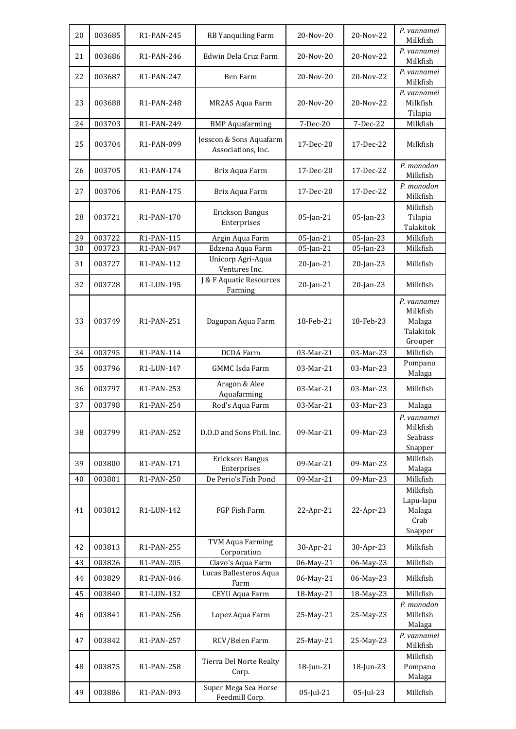| 20 | 003685 | R1-PAN-245 | RB Yanquiling Farm | 20-Nov-20 | 20-Nov-22 | *P. vannamei* Milkfish |
|---|---|---|---|---|---|---|
| 21 | 003686 | R1-PAN-246 | Edwin Dela Cruz Farm | 20-Nov-20 | 20-Nov-22 | *P. vannamei* Milkfish |
| 22 | 003687 | R1-PAN-247 | Ben Farm | 20-Nov-20 | 20-Nov-22 | *P. vannamei* Milkfish |
| 23 | 003688 | R1-PAN-248 | MR2AS Aqua Farm | 20-Nov-20 | 20-Nov-22 | *P. vannamei* Milkfish Tilapia |
| 24 | 003703 | R1-PAN-249 | BMP Aquafarming | 7-Dec-20 | 7-Dec-22 | Milkfish |
| 25 | 003704 | R1-PAN-099 | Jesscon & Sons Aquafarm Associations, Inc. | 17-Dec-20 | 17-Dec-22 | Milkfish |
| 26 | 003705 | R1-PAN-174 | Brix Aqua Farm | 17-Dec-20 | 17-Dec-22 | *P. monodon* Milkfish |
| 27 | 003706 | R1-PAN-175 | Brix Aqua Farm | 17-Dec-20 | 17-Dec-22 | *P. monodon* Milkfish |
| 28 | 003721 | R1-PAN-170 | Erickson Bangus Enterprises | 05-Jan-21 | 05-Jan-23 | Milkfish Tilapia Talakitok |
| 29 | 003722 | R1-PAN-115 | Argin Aqua Farm | 05-Jan-21 | 05-Jan-23 | Milkfish |
| 30 | 003723 | R1-PAN-047 | Edzena Aqua Farm | 05-Jan-21 | 05-Jan-23 | Milkfish |
| 31 | 003727 | R1-PAN-112 | Unicorp Agri-Aqua Ventures Inc. | 20-Jan-21 | 20-Jan-23 | Milkfish |
| 32 | 003728 | R1-LUN-195 | J & F Aquatic Resources Farming | 20-Jan-21 | 20-Jan-23 | Milkfish |
| 33 | 003749 | R1-PAN-251 | Dagupan Aqua Farm | 18-Feb-21 | 18-Feb-23 | *P. vannamei* Milkfish Malaga Talakitok Grouper |
| 34 | 003795 | R1-PAN-114 | DCDA Farm | 03-Mar-21 | 03-Mar-23 | Milkfish |
| 35 | 003796 | R1-LUN-147 | GMMC Isda Farm | 03-Mar-21 | 03-Mar-23 | Pompano Malaga |
| 36 | 003797 | R1-PAN-253 | Aragon & Alee Aquafarming | 03-Mar-21 | 03-Mar-23 | Milkfish |
| 37 | 003798 | R1-PAN-254 | Rod's Aqua Farm | 03-Mar-21 | 03-Mar-23 | Malaga |
| 38 | 003799 | R1-PAN-252 | D.O.D and Sons Phil. Inc. | 09-Mar-21 | 09-Mar-23 | *P. vannamei* Milkfish Seabass Snapper |
| 39 | 003800 | R1-PAN-171 | Erickson Bangus Enterprises | 09-Mar-21 | 09-Mar-23 | Milkfish Malaga |
| 40 | 003801 | R1-PAN-250 | De Perio's Fish Pond | 09-Mar-21 | 09-Mar-23 | Milkfish |
| 41 | 003812 | R1-LUN-142 | FGP Fish Farm | 22-Apr-21 | 22-Apr-23 | Milkfish Lapu-lapu Malaga Crab Snapper |
| 42 | 003813 | R1-PAN-255 | TVM Aqua Farming Corporation | 30-Apr-21 | 30-Apr-23 | Milkfish |
| 43 | 003826 | R1-PAN-205 | Clavo's Aqua Farm | 06-May-21 | 06-May-23 | Milkfish |
| 44 | 003829 | R1-PAN-046 | Lucas Ballesteros Aqua Farm | 06-May-21 | 06-May-23 | Milkfish |
| 45 | 003840 | R1-LUN-132 | CEYU Aqua Farm | 18-May-21 | 18-May-23 | Milkfish |
| 46 | 003841 | R1-PAN-256 | Lopez Aqua Farm | 25-May-21 | 25-May-23 | *P. monodon* Milkfish Malaga |
| 47 | 003842 | R1-PAN-257 | RCV/Belen Farm | 25-May-21 | 25-May-23 | *P. vannamei* Milkfish |
| 48 | 003875 | R1-PAN-258 | Tierra Del Norte Realty Corp. | 18-Jun-21 | 18-Jun-23 | Milkfish Pompano Malaga |
| 49 | 003886 | R1-PAN-093 | Super Mega Sea Horse Feedmill Corp. | 05-Jul-21 | 05-Jul-23 | Milkfish |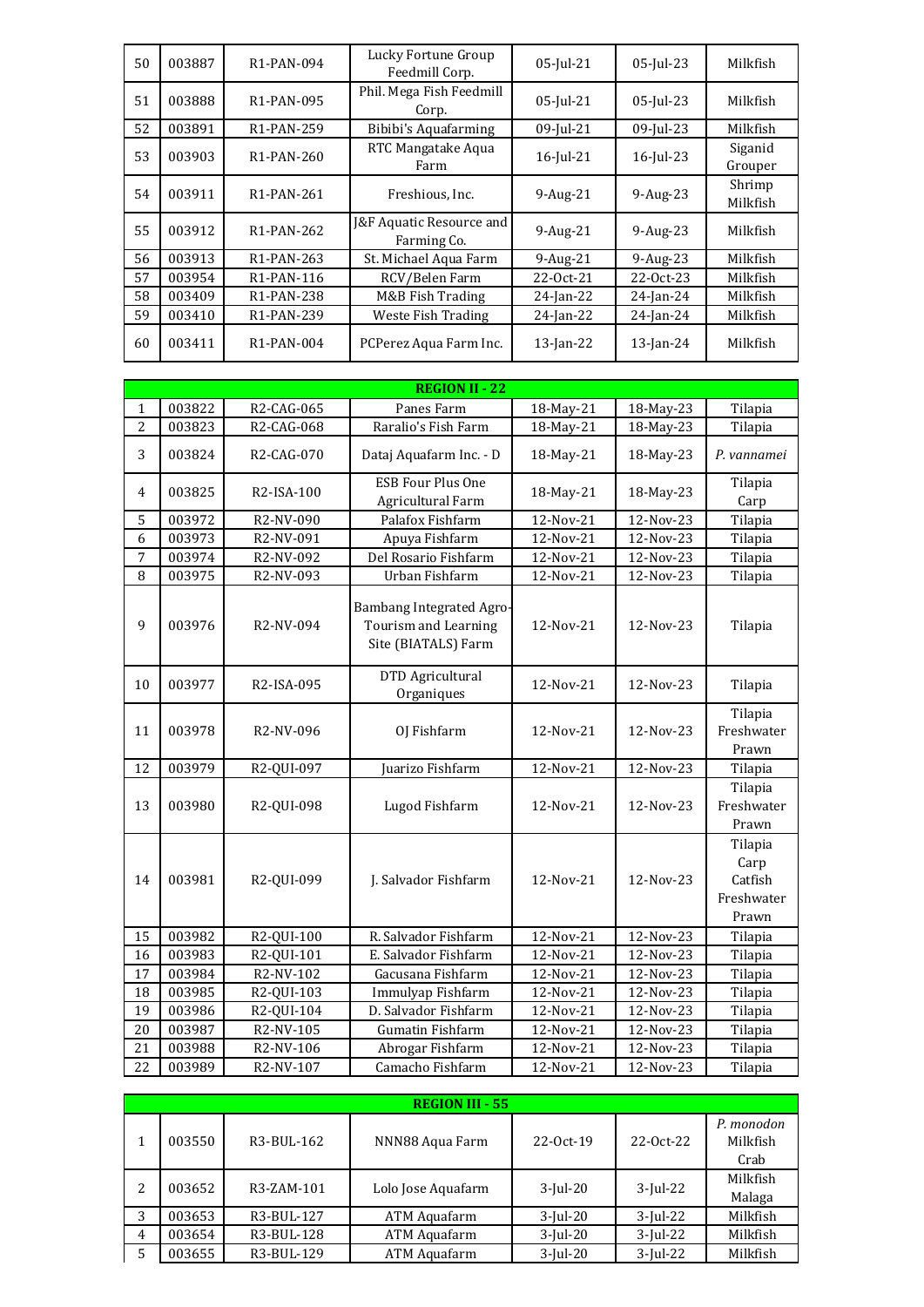| | | | | | | |
|---|---|---|---|---|---|---|
| 50 | 003887 | R1-PAN-094 | Lucky Fortune Group Feedmill Corp. | 05-Jul-21 | 05-Jul-23 | Milkfish |
| 51 | 003888 | R1-PAN-095 | Phil. Mega Fish Feedmill Corp. | 05-Jul-21 | 05-Jul-23 | Milkfish |
| 52 | 003891 | R1-PAN-259 | Bibibi's Aquafarming | 09-Jul-21 | 09-Jul-23 | Milkfish |
| 53 | 003903 | R1-PAN-260 | RTC Mangatake Aqua Farm | 16-Jul-21 | 16-Jul-23 | Siganid Grouper |
| 54 | 003911 | R1-PAN-261 | Freshious, Inc. | 9-Aug-21 | 9-Aug-23 | Shrimp Milkfish |
| 55 | 003912 | R1-PAN-262 | J&F Aquatic Resource and Farming Co. | 9-Aug-21 | 9-Aug-23 | Milkfish |
| 56 | 003913 | R1-PAN-263 | St. Michael Aqua Farm | 9-Aug-21 | 9-Aug-23 | Milkfish |
| 57 | 003954 | R1-PAN-116 | RCV/Belen Farm | 22-Oct-21 | 22-Oct-23 | Milkfish |
| 58 | 003409 | R1-PAN-238 | M&B Fish Trading | 24-Jan-22 | 24-Jan-24 | Milkfish |
| 59 | 003410 | R1-PAN-239 | Weste Fish Trading | 24-Jan-22 | 24-Jan-24 | Milkfish |
| 60 | 003411 | R1-PAN-004 | PCPerez Aqua Farm Inc. | 13-Jan-22 | 13-Jan-24 | Milkfish |

| **REGION II - 22** | | | | | | |
|---|---|---|---|---|---|---|
| 1 | 003822 | R2-CAG-065 | Panes Farm | 18-May-21 | 18-May-23 | Tilapia |
| 2 | 003823 | R2-CAG-068 | Raralio's Fish Farm | 18-May-21 | 18-May-23 | Tilapia |
| 3 | 003824 | R2-CAG-070 | Dataj Aquafarm Inc. - D | 18-May-21 | 18-May-23 | *P. vannamei* |
| 4 | 003825 | R2-ISA-100 | ESB Four Plus One Agricultural Farm | 18-May-21 | 18-May-23 | Tilapia Carp |
| 5 | 003972 | R2-NV-090 | Palafox Fishfarm | 12-Nov-21 | 12-Nov-23 | Tilapia |
| 6 | 003973 | R2-NV-091 | Apuya Fishfarm | 12-Nov-21 | 12-Nov-23 | Tilapia |
| 7 | 003974 | R2-NV-092 | Del Rosario Fishfarm | 12-Nov-21 | 12-Nov-23 | Tilapia |
| 8 | 003975 | R2-NV-093 | Urban Fishfarm | 12-Nov-21 | 12-Nov-23 | Tilapia |
| 9 | 003976 | R2-NV-094 | Bambang Integrated Agro-Tourism and Learning Site (BIATALS) Farm | 12-Nov-21 | 12-Nov-23 | Tilapia |
| 10 | 003977 | R2-ISA-095 | DTD Agricultural Organiques | 12-Nov-21 | 12-Nov-23 | Tilapia |
| 11 | 003978 | R2-NV-096 | OJ Fishfarm | 12-Nov-21 | 12-Nov-23 | Tilapia Freshwater Prawn |
| 12 | 003979 | R2-QUI-097 | Juarizo Fishfarm | 12-Nov-21 | 12-Nov-23 | Tilapia |
| 13 | 003980 | R2-QUI-098 | Lugod Fishfarm | 12-Nov-21 | 12-Nov-23 | Tilapia Freshwater Prawn |
| 14 | 003981 | R2-QUI-099 | J. Salvador Fishfarm | 12-Nov-21 | 12-Nov-23 | Tilapia Carp Catfish Freshwater Prawn |
| 15 | 003982 | R2-QUI-100 | R. Salvador Fishfarm | 12-Nov-21 | 12-Nov-23 | Tilapia |
| 16 | 003983 | R2-QUI-101 | E. Salvador Fishfarm | 12-Nov-21 | 12-Nov-23 | Tilapia |
| 17 | 003984 | R2-NV-102 | Gacusana Fishfarm | 12-Nov-21 | 12-Nov-23 | Tilapia |
| 18 | 003985 | R2-QUI-103 | Immulyap Fishfarm | 12-Nov-21 | 12-Nov-23 | Tilapia |
| 19 | 003986 | R2-QUI-104 | D. Salvador Fishfarm | 12-Nov-21 | 12-Nov-23 | Tilapia |
| 20 | 003987 | R2-NV-105 | Gumatin Fishfarm | 12-Nov-21 | 12-Nov-23 | Tilapia |
| 21 | 003988 | R2-NV-106 | Abrogar Fishfarm | 12-Nov-21 | 12-Nov-23 | Tilapia |
| 22 | 003989 | R2-NV-107 | Camacho Fishfarm | 12-Nov-21 | 12-Nov-23 | Tilapia |

| **REGION III - 55** | | | | | | |
|---|---|---|---|---|---|---|
| 1 | 003550 | R3-BUL-162 | NNN88 Aqua Farm | 22-Oct-19 | 22-Oct-22 | *P. monodon* Milkfish Crab |
| 2 | 003652 | R3-ZAM-101 | Lolo Jose Aquafarm | 3-Jul-20 | 3-Jul-22 | Milkfish Malaga |
| 3 | 003653 | R3-BUL-127 | ATM Aquafarm | 3-Jul-20 | 3-Jul-22 | Milkfish |
| 4 | 003654 | R3-BUL-128 | ATM Aquafarm | 3-Jul-20 | 3-Jul-22 | Milkfish |
| 5 | 003655 | R3-BUL-129 | ATM Aquafarm | 3-Jul-20 | 3-Jul-22 | Milkfish |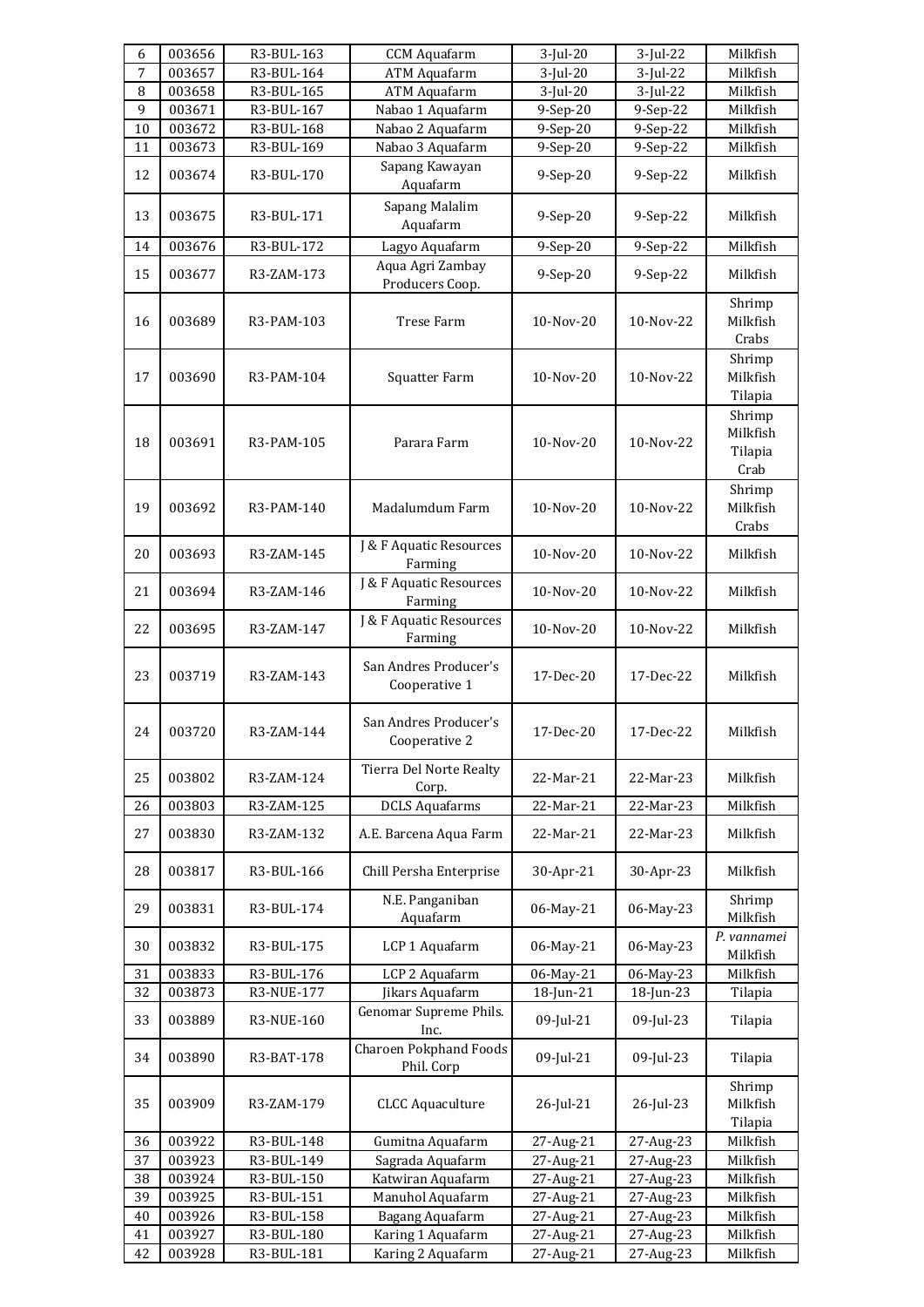| 6 | 003656 | R3-BUL-163 | CCM Aquafarm | 3-Jul-20 | 3-Jul-22 | Milkfish |
|---|---|---|---|---|---|---|
| 7 | 003657 | R3-BUL-164 | ATM Aquafarm | 3-Jul-20 | 3-Jul-22 | Milkfish |
| 8 | 003658 | R3-BUL-165 | ATM Aquafarm | 3-Jul-20 | 3-Jul-22 | Milkfish |
| 9 | 003671 | R3-BUL-167 | Nabao 1 Aquafarm | 9-Sep-20 | 9-Sep-22 | Milkfish |
| 10 | 003672 | R3-BUL-168 | Nabao 2 Aquafarm | 9-Sep-20 | 9-Sep-22 | Milkfish |
| 11 | 003673 | R3-BUL-169 | Nabao 3 Aquafarm | 9-Sep-20 | 9-Sep-22 | Milkfish |
| 12 | 003674 | R3-BUL-170 | Sapang Kawayan Aquafarm | 9-Sep-20 | 9-Sep-22 | Milkfish |
| 13 | 003675 | R3-BUL-171 | Sapang Malalim Aquafarm | 9-Sep-20 | 9-Sep-22 | Milkfish |
| 14 | 003676 | R3-BUL-172 | Lagyo Aquafarm | 9-Sep-20 | 9-Sep-22 | Milkfish |
| 15 | 003677 | R3-ZAM-173 | Aqua Agri Zambay Producers Coop. | 9-Sep-20 | 9-Sep-22 | Milkfish |
| 16 | 003689 | R3-PAM-103 | Trese Farm | 10-Nov-20 | 10-Nov-22 | Shrimp Milkfish Crabs |
| 17 | 003690 | R3-PAM-104 | Squatter Farm | 10-Nov-20 | 10-Nov-22 | Shrimp Milkfish Tilapia |
| 18 | 003691 | R3-PAM-105 | Parara Farm | 10-Nov-20 | 10-Nov-22 | Shrimp Milkfish Tilapia Crab |
| 19 | 003692 | R3-PAM-140 | Madalumdum Farm | 10-Nov-20 | 10-Nov-22 | Shrimp Milkfish Crabs |
| 20 | 003693 | R3-ZAM-145 | J & F Aquatic Resources Farming | 10-Nov-20 | 10-Nov-22 | Milkfish |
| 21 | 003694 | R3-ZAM-146 | J & F Aquatic Resources Farming | 10-Nov-20 | 10-Nov-22 | Milkfish |
| 22 | 003695 | R3-ZAM-147 | J & F Aquatic Resources Farming | 10-Nov-20 | 10-Nov-22 | Milkfish |
| 23 | 003719 | R3-ZAM-143 | San Andres Producer's Cooperative 1 | 17-Dec-20 | 17-Dec-22 | Milkfish |
| 24 | 003720 | R3-ZAM-144 | San Andres Producer's Cooperative 2 | 17-Dec-20 | 17-Dec-22 | Milkfish |
| 25 | 003802 | R3-ZAM-124 | Tierra Del Norte Realty Corp. | 22-Mar-21 | 22-Mar-23 | Milkfish |
| 26 | 003803 | R3-ZAM-125 | DCLS Aquafarms | 22-Mar-21 | 22-Mar-23 | Milkfish |
| 27 | 003830 | R3-ZAM-132 | A.E. Barcena Aqua Farm | 22-Mar-21 | 22-Mar-23 | Milkfish |
| 28 | 003817 | R3-BUL-166 | Chill Persha Enterprise | 30-Apr-21 | 30-Apr-23 | Milkfish |
| 29 | 003831 | R3-BUL-174 | N.E. Panganiban Aquafarm | 06-May-21 | 06-May-23 | Shrimp Milkfish |
| 30 | 003832 | R3-BUL-175 | LCP 1 Aquafarm | 06-May-21 | 06-May-23 | *P. vannamei* Milkfish |
| 31 | 003833 | R3-BUL-176 | LCP 2 Aquafarm | 06-May-21 | 06-May-23 | Milkfish |
| 32 | 003873 | R3-NUE-177 | Jikars Aquafarm | 18-Jun-21 | 18-Jun-23 | Tilapia |
| 33 | 003889 | R3-NUE-160 | Genomar Supreme Phils. Inc. | 09-Jul-21 | 09-Jul-23 | Tilapia |
| 34 | 003890 | R3-BAT-178 | Charoen Pokphand Foods Phil. Corp | 09-Jul-21 | 09-Jul-23 | Tilapia |
| 35 | 003909 | R3-ZAM-179 | CLCC Aquaculture | 26-Jul-21 | 26-Jul-23 | Shrimp Milkfish Tilapia |
| 36 | 003922 | R3-BUL-148 | Gumitna Aquafarm | 27-Aug-21 | 27-Aug-23 | Milkfish |
| 37 | 003923 | R3-BUL-149 | Sagrada Aquafarm | 27-Aug-21 | 27-Aug-23 | Milkfish |
| 38 | 003924 | R3-BUL-150 | Katwiran Aquafarm | 27-Aug-21 | 27-Aug-23 | Milkfish |
| 39 | 003925 | R3-BUL-151 | Manuhol Aquafarm | 27-Aug-21 | 27-Aug-23 | Milkfish |
| 40 | 003926 | R3-BUL-158 | Bagang Aquafarm | 27-Aug-21 | 27-Aug-23 | Milkfish |
| 41 | 003927 | R3-BUL-180 | Karing 1 Aquafarm | 27-Aug-21 | 27-Aug-23 | Milkfish |
| 42 | 003928 | R3-BUL-181 | Karing 2 Aquafarm | 27-Aug-21 | 27-Aug-23 | Milkfish |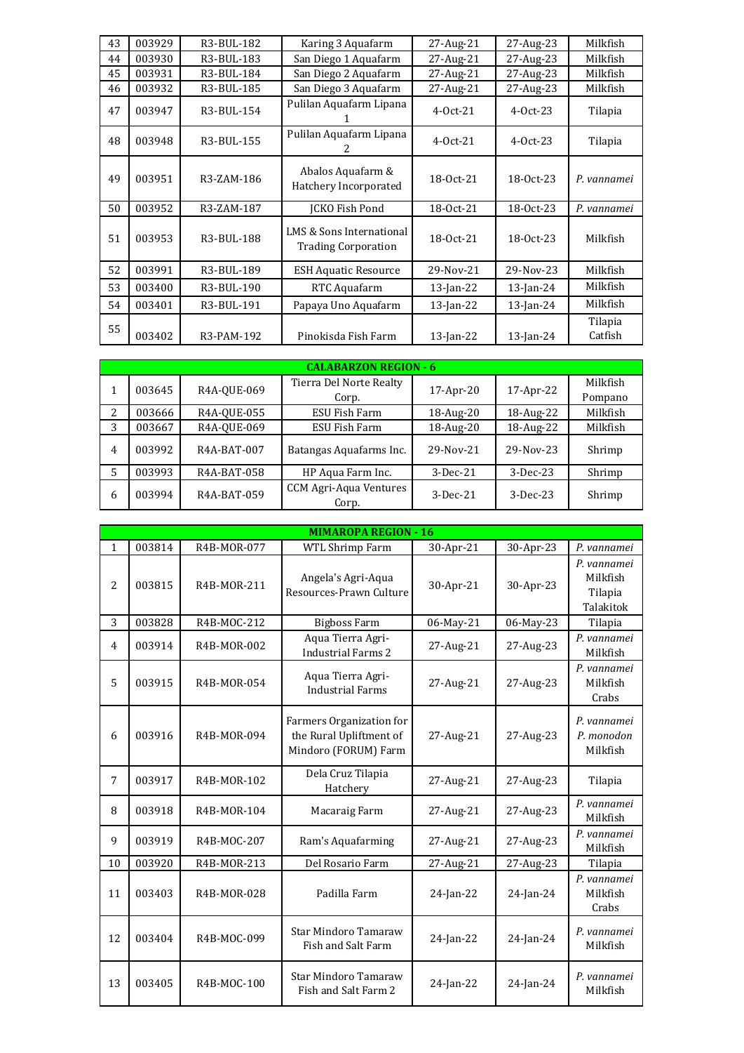| | | | | | | |
|---|---|---|---|---|---|---|
| 43 | 003929 | R3-BUL-182 | Karing 3 Aquafarm | 27-Aug-21 | 27-Aug-23 | Milkfish |
| 44 | 003930 | R3-BUL-183 | San Diego 1 Aquafarm | 27-Aug-21 | 27-Aug-23 | Milkfish |
| 45 | 003931 | R3-BUL-184 | San Diego 2 Aquafarm | 27-Aug-21 | 27-Aug-23 | Milkfish |
| 46 | 003932 | R3-BUL-185 | San Diego 3 Aquafarm | 27-Aug-21 | 27-Aug-23 | Milkfish |
| 47 | 003947 | R3-BUL-154 | Pulilan Aquafarm Lipana 1 | 4-Oct-21 | 4-Oct-23 | Tilapia |
| 48 | 003948 | R3-BUL-155 | Pulilan Aquafarm Lipana 2 | 4-Oct-21 | 4-Oct-23 | Tilapia |
| 49 | 003951 | R3-ZAM-186 | Abalos Aquafarm & Hatchery Incorporated | 18-Oct-21 | 18-Oct-23 | *P. vannamei* |
| 50 | 003952 | R3-ZAM-187 | JCKO Fish Pond | 18-Oct-21 | 18-Oct-23 | *P. vannamei* |
| 51 | 003953 | R3-BUL-188 | LMS & Sons International Trading Corporation | 18-Oct-21 | 18-Oct-23 | Milkfish |
| 52 | 003991 | R3-BUL-189 | ESH Aquatic Resource | 29-Nov-21 | 29-Nov-23 | Milkfish |
| 53 | 003400 | R3-BUL-190 | RTC Aquafarm | 13-Jan-22 | 13-Jan-24 | Milkfish |
| 54 | 003401 | R3-BUL-191 | Papaya Uno Aquafarm | 13-Jan-22 | 13-Jan-24 | Milkfish |
| 55 | 003402 | R3-PAM-192 | Pinokisda Fish Farm | 13-Jan-22 | 13-Jan-24 | Tilapia<br>Catfish |

| CALABARZON REGION - 6 | | | | | | |
|---|---|---|---|---|---|---|
| 1 | 003645 | R4A-QUE-069 | Tierra Del Norte Realty Corp. | 17-Apr-20 | 17-Apr-22 | Milkfish<br>Pompano |
| 2 | 003666 | R4A-QUE-055 | ESU Fish Farm | 18-Aug-20 | 18-Aug-22 | Milkfish |
| 3 | 003667 | R4A-QUE-069 | ESU Fish Farm | 18-Aug-20 | 18-Aug-22 | Milkfish |
| 4 | 003992 | R4A-BAT-007 | Batangas Aquafarms Inc. | 29-Nov-21 | 29-Nov-23 | Shrimp |
| 5 | 003993 | R4A-BAT-058 | HP Aqua Farm Inc. | 3-Dec-21 | 3-Dec-23 | Shrimp |
| 6 | 003994 | R4A-BAT-059 | CCM Agri-Aqua Ventures Corp. | 3-Dec-21 | 3-Dec-23 | Shrimp |

| MIMAROPA REGION - 16 | | | | | | |
|---|---|---|---|---|---|---|
| 1 | 003814 | R4B-MOR-077 | WTL Shrimp Farm | 30-Apr-21 | 30-Apr-23 | *P. vannamei* |
| 2 | 003815 | R4B-MOR-211 | Angela's Agri-Aqua Resources-Prawn Culture | 30-Apr-21 | 30-Apr-23 | *P. vannamei*<br>Milkfish<br>Tilapia<br>Talakitok |
| 3 | 003828 | R4B-MOC-212 | Bigboss Farm | 06-May-21 | 06-May-23 | Tilapia |
| 4 | 003914 | R4B-MOR-002 | Aqua Tierra Agri-Industrial Farms 2 | 27-Aug-21 | 27-Aug-23 | *P. vannamei*<br>Milkfish |
| 5 | 003915 | R4B-MOR-054 | Aqua Tierra Agri-Industrial Farms | 27-Aug-21 | 27-Aug-23 | *P. vannamei*<br>Milkfish<br>Crabs |
| 6 | 003916 | R4B-MOR-094 | Farmers Organization for the Rural Upliftment of Mindoro (FORUM) Farm | 27-Aug-21 | 27-Aug-23 | *P. vannamei*<br>*P. monodon*<br>Milkfish |
| 7 | 003917 | R4B-MOR-102 | Dela Cruz Tilapia Hatchery | 27-Aug-21 | 27-Aug-23 | Tilapia |
| 8 | 003918 | R4B-MOR-104 | Macaraig Farm | 27-Aug-21 | 27-Aug-23 | *P. vannamei*<br>Milkfish |
| 9 | 003919 | R4B-MOC-207 | Ram's Aquafarming | 27-Aug-21 | 27-Aug-23 | *P. vannamei*<br>Milkfish |
| 10 | 003920 | R4B-MOR-213 | Del Rosario Farm | 27-Aug-21 | 27-Aug-23 | Tilapia |
| 11 | 003403 | R4B-MOR-028 | Padilla Farm | 24-Jan-22 | 24-Jan-24 | *P. vannamei*<br>Milkfish<br>Crabs |
| 12 | 003404 | R4B-MOC-099 | Star Mindoro Tamaraw Fish and Salt Farm | 24-Jan-22 | 24-Jan-24 | *P. vannamei*<br>Milkfish |
| 13 | 003405 | R4B-MOC-100 | Star Mindoro Tamaraw Fish and Salt Farm 2 | 24-Jan-22 | 24-Jan-24 | *P. vannamei*<br>Milkfish |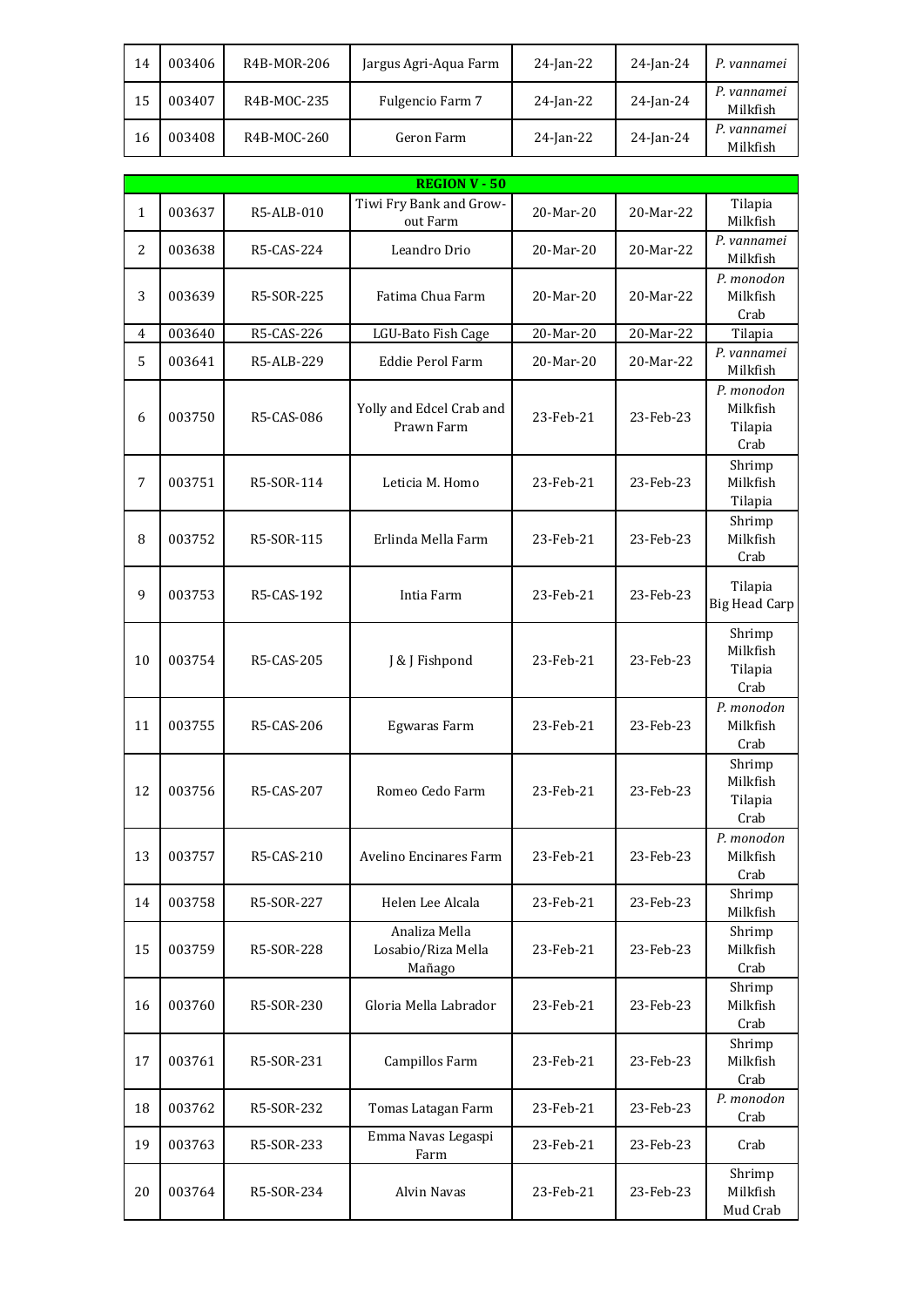| | | | | | | |
|---|---|---|---|---|---|---|
| 14 | 003406 | R4B-MOR-206 | Jargus Agri-Aqua Farm | 24-Jan-22 | 24-Jan-24 | *P. vannamei* |
| 15 | 003407 | R4B-MOC-235 | Fulgencio Farm 7 | 24-Jan-22 | 24-Jan-24 | *P. vannamei*<br>Milkfish |
| 16 | 003408 | R4B-MOC-260 | Geron Farm | 24-Jan-22 | 24-Jan-24 | *P. vannamei*<br>Milkfish |

| **REGION V - 50** | | | | | | |
|---|---|---|---|---|---|---|
| 1 | 003637 | R5-ALB-010 | Tiwi Fry Bank and Grow-out Farm | 20-Mar-20 | 20-Mar-22 | Tilapia<br>Milkfish |
| 2 | 003638 | R5-CAS-224 | Leandro Drio | 20-Mar-20 | 20-Mar-22 | *P. vannamei*<br>Milkfish |
| 3 | 003639 | R5-SOR-225 | Fatima Chua Farm | 20-Mar-20 | 20-Mar-22 | *P. monodon*<br>Milkfish<br>Crab |
| 4 | 003640 | R5-CAS-226 | LGU-Bato Fish Cage | 20-Mar-20 | 20-Mar-22 | Tilapia |
| 5 | 003641 | R5-ALB-229 | Eddie Perol Farm | 20-Mar-20 | 20-Mar-22 | *P. vannamei*<br>Milkfish |
| 6 | 003750 | R5-CAS-086 | Yolly and Edcel Crab and Prawn Farm | 23-Feb-21 | 23-Feb-23 | *P. monodon*<br>Milkfish<br>Tilapia<br>Crab |
| 7 | 003751 | R5-SOR-114 | Leticia M. Homo | 23-Feb-21 | 23-Feb-23 | Shrimp<br>Milkfish<br>Tilapia |
| 8 | 003752 | R5-SOR-115 | Erlinda Mella Farm | 23-Feb-21 | 23-Feb-23 | Shrimp<br>Milkfish<br>Crab |
| 9 | 003753 | R5-CAS-192 | Intia Farm | 23-Feb-21 | 23-Feb-23 | Tilapia<br>Big Head Carp |
| 10 | 003754 | R5-CAS-205 | J & J Fishpond | 23-Feb-21 | 23-Feb-23 | Shrimp<br>Milkfish<br>Tilapia<br>Crab |
| 11 | 003755 | R5-CAS-206 | Egwaras Farm | 23-Feb-21 | 23-Feb-23 | *P. monodon*<br>Milkfish<br>Crab |
| 12 | 003756 | R5-CAS-207 | Romeo Cedo Farm | 23-Feb-21 | 23-Feb-23 | Shrimp<br>Milkfish<br>Tilapia<br>Crab |
| 13 | 003757 | R5-CAS-210 | Avelino Encinares Farm | 23-Feb-21 | 23-Feb-23 | *P. monodon*<br>Milkfish<br>Crab |
| 14 | 003758 | R5-SOR-227 | Helen Lee Alcala | 23-Feb-21 | 23-Feb-23 | Shrimp<br>Milkfish |
| 15 | 003759 | R5-SOR-228 | Analiza Mella Losabio/Riza Mella Mañago | 23-Feb-21 | 23-Feb-23 | Shrimp<br>Milkfish<br>Crab |
| 16 | 003760 | R5-SOR-230 | Gloria Mella Labrador | 23-Feb-21 | 23-Feb-23 | Shrimp<br>Milkfish<br>Crab |
| 17 | 003761 | R5-SOR-231 | Campillos Farm | 23-Feb-21 | 23-Feb-23 | Shrimp<br>Milkfish<br>Crab |
| 18 | 003762 | R5-SOR-232 | Tomas Latagan Farm | 23-Feb-21 | 23-Feb-23 | *P. monodon*<br>Crab |
| 19 | 003763 | R5-SOR-233 | Emma Navas Legaspi Farm | 23-Feb-21 | 23-Feb-23 | Crab |
| 20 | 003764 | R5-SOR-234 | Alvin Navas | 23-Feb-21 | 23-Feb-23 | Shrimp<br>Milkfish<br>Mud Crab |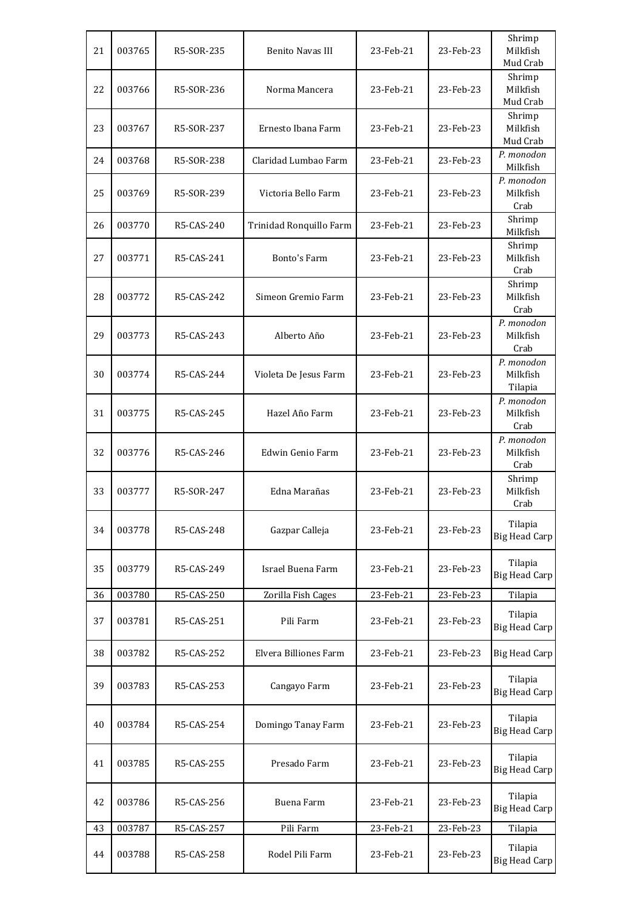| 21 | 003765 | R5-SOR-235 | Benito Navas III | 23-Feb-21 | 23-Feb-23 | Shrimp<br>Milkfish<br>Mud Crab |
|---|---|---|---|---|---|---|
| 22 | 003766 | R5-SOR-236 | Norma Mancera | 23-Feb-21 | 23-Feb-23 | Shrimp<br>Milkfish<br>Mud Crab |
| 23 | 003767 | R5-SOR-237 | Ernesto Ibana Farm | 23-Feb-21 | 23-Feb-23 | Shrimp<br>Milkfish<br>Mud Crab |
| 24 | 003768 | R5-SOR-238 | Claridad Lumbao Farm | 23-Feb-21 | 23-Feb-23 | *P. monodon*<br>Milkfish |
| 25 | 003769 | R5-SOR-239 | Victoria Bello Farm | 23-Feb-21 | 23-Feb-23 | *P. monodon*<br>Milkfish<br>Crab |
| 26 | 003770 | R5-CAS-240 | Trinidad Ronquillo Farm | 23-Feb-21 | 23-Feb-23 | Shrimp<br>Milkfish |
| 27 | 003771 | R5-CAS-241 | Bonto's Farm | 23-Feb-21 | 23-Feb-23 | Shrimp<br>Milkfish<br>Crab |
| 28 | 003772 | R5-CAS-242 | Simeon Gremio Farm | 23-Feb-21 | 23-Feb-23 | Shrimp<br>Milkfish<br>Crab |
| 29 | 003773 | R5-CAS-243 | Alberto Año | 23-Feb-21 | 23-Feb-23 | *P. monodon*<br>Milkfish<br>Crab |
| 30 | 003774 | R5-CAS-244 | Violeta De Jesus Farm | 23-Feb-21 | 23-Feb-23 | *P. monodon*<br>Milkfish<br>Tilapia |
| 31 | 003775 | R5-CAS-245 | Hazel Año Farm | 23-Feb-21 | 23-Feb-23 | *P. monodon*<br>Milkfish<br>Crab |
| 32 | 003776 | R5-CAS-246 | Edwin Genio Farm | 23-Feb-21 | 23-Feb-23 | *P. monodon*<br>Milkfish<br>Crab |
| 33 | 003777 | R5-SOR-247 | Edna Marañas | 23-Feb-21 | 23-Feb-23 | Shrimp<br>Milkfish<br>Crab |
| 34 | 003778 | R5-CAS-248 | Gazpar Calleja | 23-Feb-21 | 23-Feb-23 | Tilapia<br>Big Head Carp |
| 35 | 003779 | R5-CAS-249 | Israel Buena Farm | 23-Feb-21 | 23-Feb-23 | Tilapia<br>Big Head Carp |
| 36 | 003780 | R5-CAS-250 | Zorilla Fish Cages | 23-Feb-21 | 23-Feb-23 | Tilapia |
| 37 | 003781 | R5-CAS-251 | Pili Farm | 23-Feb-21 | 23-Feb-23 | Tilapia<br>Big Head Carp |
| 38 | 003782 | R5-CAS-252 | Elvera Billiones Farm | 23-Feb-21 | 23-Feb-23 | Big Head Carp |
| 39 | 003783 | R5-CAS-253 | Cangayo Farm | 23-Feb-21 | 23-Feb-23 | Tilapia<br>Big Head Carp |
| 40 | 003784 | R5-CAS-254 | Domingo Tanay Farm | 23-Feb-21 | 23-Feb-23 | Tilapia<br>Big Head Carp |
| 41 | 003785 | R5-CAS-255 | Presado Farm | 23-Feb-21 | 23-Feb-23 | Tilapia<br>Big Head Carp |
| 42 | 003786 | R5-CAS-256 | Buena Farm | 23-Feb-21 | 23-Feb-23 | Tilapia<br>Big Head Carp |
| 43 | 003787 | R5-CAS-257 | Pili Farm | 23-Feb-21 | 23-Feb-23 | Tilapia |
| 44 | 003788 | R5-CAS-258 | Rodel Pili Farm | 23-Feb-21 | 23-Feb-23 | Tilapia<br>Big Head Carp |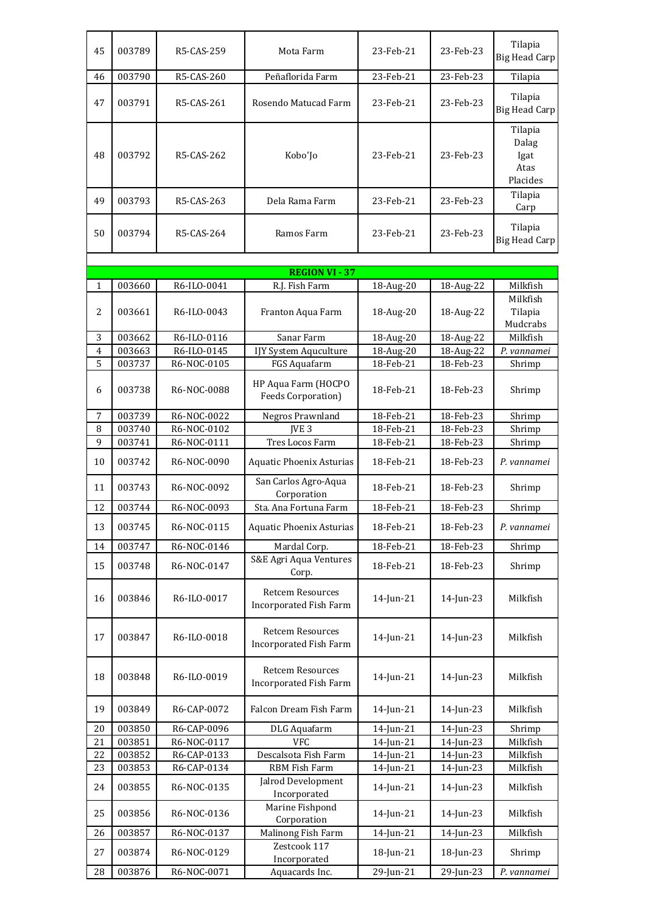| | | | | | | |
|---|---|---|---|---|---|---|
| 45 | 003789 | R5-CAS-259 | Mota Farm | 23-Feb-21 | 23-Feb-23 | Tilapia<br>Big Head Carp |
| 46 | 003790 | R5-CAS-260 | Peñaflorida Farm | 23-Feb-21 | 23-Feb-23 | Tilapia |
| 47 | 003791 | R5-CAS-261 | Rosendo Matucad Farm | 23-Feb-21 | 23-Feb-23 | Tilapia<br>Big Head Carp |
| 48 | 003792 | R5-CAS-262 | Kobo'Jo | 23-Feb-21 | 23-Feb-23 | Tilapia<br>Dalag<br>Igat<br>Atas<br>Placides |
| 49 | 003793 | R5-CAS-263 | Dela Rama Farm | 23-Feb-21 | 23-Feb-23 | Tilapia<br>Carp |
| 50 | 003794 | R5-CAS-264 | Ramos Farm | 23-Feb-21 | 23-Feb-23 | Tilapia<br>Big Head Carp |

| **REGION VI - 37** | | | | | | |
|---|---|---|---|---|---|---|
| 1 | 003660 | R6-ILO-0041 | R.J. Fish Farm | 18-Aug-20 | 18-Aug-22 | Milkfish |
| 2 | 003661 | R6-ILO-0043 | Franton Aqua Farm | 18-Aug-20 | 18-Aug-22 | Milkfish<br>Tilapia<br>Mudcrabs |
| 3 | 003662 | R6-ILO-0116 | Sanar Farm | 18-Aug-20 | 18-Aug-22 | Milkfish |
| 4 | 003663 | R6-ILO-0145 | IJY System Aquculture | 18-Aug-20 | 18-Aug-22 | *P. vannamei* |
| 5 | 003737 | R6-NOC-0105 | FGS Aquafarm | 18-Feb-21 | 18-Feb-23 | Shrimp |
| 6 | 003738 | R6-NOC-0088 | HP Aqua Farm (HOCPO Feeds Corporation) | 18-Feb-21 | 18-Feb-23 | Shrimp |
| 7 | 003739 | R6-NOC-0022 | Negros Prawnland | 18-Feb-21 | 18-Feb-23 | Shrimp |
| 8 | 003740 | R6-NOC-0102 | JVE 3 | 18-Feb-21 | 18-Feb-23 | Shrimp |
| 9 | 003741 | R6-NOC-0111 | Tres Locos Farm | 18-Feb-21 | 18-Feb-23 | Shrimp |
| 10 | 003742 | R6-NOC-0090 | Aquatic Phoenix Asturias | 18-Feb-21 | 18-Feb-23 | *P. vannamei* |
| 11 | 003743 | R6-NOC-0092 | San Carlos Agro-Aqua Corporation | 18-Feb-21 | 18-Feb-23 | Shrimp |
| 12 | 003744 | R6-NOC-0093 | Sta. Ana Fortuna Farm | 18-Feb-21 | 18-Feb-23 | Shrimp |
| 13 | 003745 | R6-NOC-0115 | Aquatic Phoenix Asturias | 18-Feb-21 | 18-Feb-23 | *P. vannamei* |
| 14 | 003747 | R6-NOC-0146 | Mardal Corp. | 18-Feb-21 | 18-Feb-23 | Shrimp |
| 15 | 003748 | R6-NOC-0147 | S&E Agri Aqua Ventures Corp. | 18-Feb-21 | 18-Feb-23 | Shrimp |
| 16 | 003846 | R6-ILO-0017 | Retcem Resources Incorporated Fish Farm | 14-Jun-21 | 14-Jun-23 | Milkfish |
| 17 | 003847 | R6-ILO-0018 | Retcem Resources Incorporated Fish Farm | 14-Jun-21 | 14-Jun-23 | Milkfish |
| 18 | 003848 | R6-ILO-0019 | Retcem Resources Incorporated Fish Farm | 14-Jun-21 | 14-Jun-23 | Milkfish |
| 19 | 003849 | R6-CAP-0072 | Falcon Dream Fish Farm | 14-Jun-21 | 14-Jun-23 | Milkfish |
| 20 | 003850 | R6-CAP-0096 | DLG Aquafarm | 14-Jun-21 | 14-Jun-23 | Shrimp |
| 21 | 003851 | R6-NOC-0117 | VFC | 14-Jun-21 | 14-Jun-23 | Milkfish |
| 22 | 003852 | R6-CAP-0133 | Descalsota Fish Farm | 14-Jun-21 | 14-Jun-23 | Milkfish |
| 23 | 003853 | R6-CAP-0134 | RBM Fish Farm | 14-Jun-21 | 14-Jun-23 | Milkfish |
| 24 | 003855 | R6-NOC-0135 | Jalrod Development Incorporated | 14-Jun-21 | 14-Jun-23 | Milkfish |
| 25 | 003856 | R6-NOC-0136 | Marine Fishpond Corporation | 14-Jun-21 | 14-Jun-23 | Milkfish |
| 26 | 003857 | R6-NOC-0137 | Malinong Fish Farm | 14-Jun-21 | 14-Jun-23 | Milkfish |
| 27 | 003874 | R6-NOC-0129 | Zestcook 117 Incorporated | 18-Jun-21 | 18-Jun-23 | Shrimp |
| 28 | 003876 | R6-NOC-0071 | Aquacards Inc. | 29-Jun-21 | 29-Jun-23 | *P. vannamei* |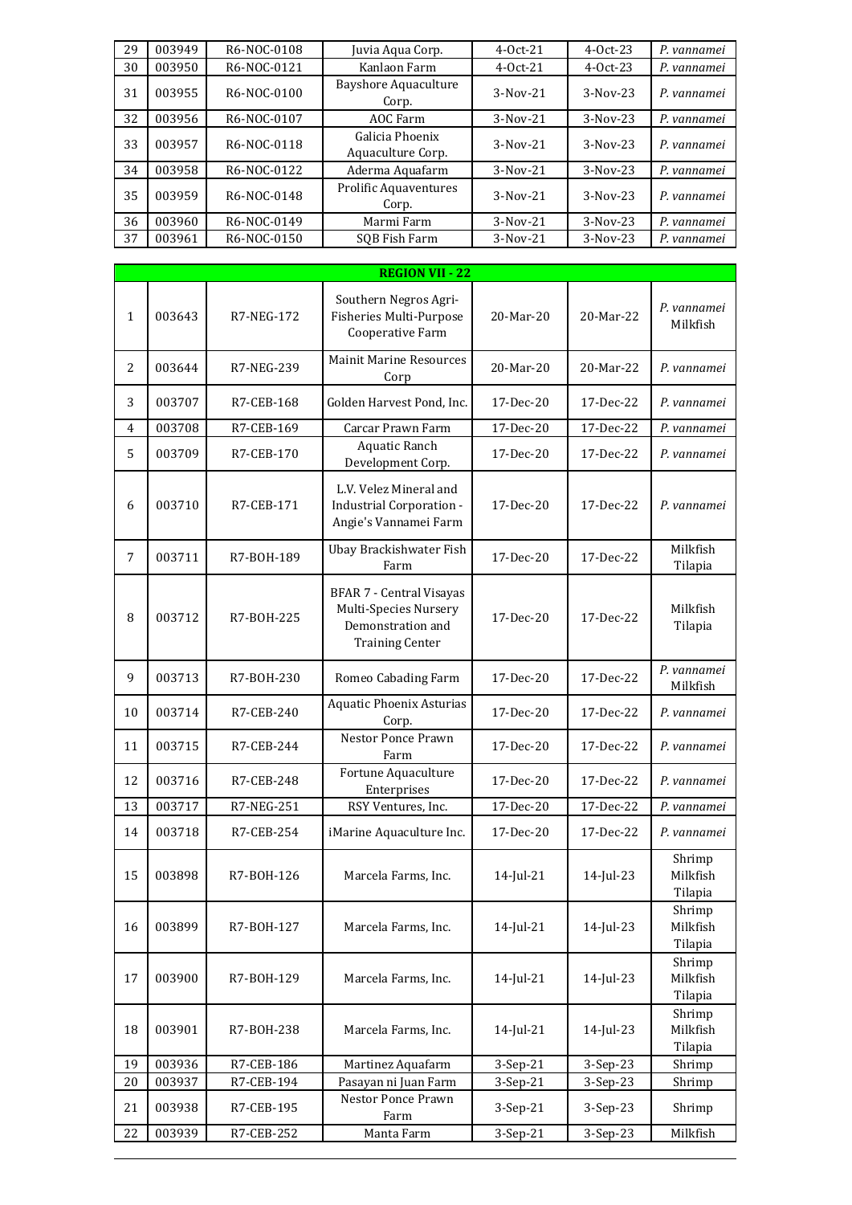| | | | | | | |
|---|---|---|---|---|---|---|
| 29 | 003949 | R6-NOC-0108 | Juvia Aqua Corp. | 4-Oct-21 | 4-Oct-23 | *P. vannamei* |
| 30 | 003950 | R6-NOC-0121 | Kanlaon Farm | 4-Oct-21 | 4-Oct-23 | *P. vannamei* |
| 31 | 003955 | R6-NOC-0100 | Bayshore Aquaculture Corp. | 3-Nov-21 | 3-Nov-23 | *P. vannamei* |
| 32 | 003956 | R6-NOC-0107 | AOC Farm | 3-Nov-21 | 3-Nov-23 | *P. vannamei* |
| 33 | 003957 | R6-NOC-0118 | Galicia Phoenix Aquaculture Corp. | 3-Nov-21 | 3-Nov-23 | *P. vannamei* |
| 34 | 003958 | R6-NOC-0122 | Aderma Aquafarm | 3-Nov-21 | 3-Nov-23 | *P. vannamei* |
| 35 | 003959 | R6-NOC-0148 | Prolific Aquaventures Corp. | 3-Nov-21 | 3-Nov-23 | *P. vannamei* |
| 36 | 003960 | R6-NOC-0149 | Marmi Farm | 3-Nov-21 | 3-Nov-23 | *P. vannamei* |
| 37 | 003961 | R6-NOC-0150 | SQB Fish Farm | 3-Nov-21 | 3-Nov-23 | *P. vannamei* |

| **REGION VII - 22** | | | | | | |
|---|---|---|---|---|---|---|
| 1 | 003643 | R7-NEG-172 | Southern Negros Agri-Fisheries Multi-Purpose Cooperative Farm | 20-Mar-20 | 20-Mar-22 | *P. vannamei* Milkfish |
| 2 | 003644 | R7-NEG-239 | Mainit Marine Resources Corp | 20-Mar-20 | 20-Mar-22 | *P. vannamei* |
| 3 | 003707 | R7-CEB-168 | Golden Harvest Pond, Inc. | 17-Dec-20 | 17-Dec-22 | *P. vannamei* |
| 4 | 003708 | R7-CEB-169 | Carcar Prawn Farm | 17-Dec-20 | 17-Dec-22 | *P. vannamei* |
| 5 | 003709 | R7-CEB-170 | Aquatic Ranch Development Corp. | 17-Dec-20 | 17-Dec-22 | *P. vannamei* |
| 6 | 003710 | R7-CEB-171 | L.V. Velez Mineral and Industrial Corporation - Angie's Vannamei Farm | 17-Dec-20 | 17-Dec-22 | *P. vannamei* |
| 7 | 003711 | R7-BOH-189 | Ubay Brackishwater Fish Farm | 17-Dec-20 | 17-Dec-22 | Milkfish Tilapia |
| 8 | 003712 | R7-BOH-225 | BFAR 7 - Central Visayas Multi-Species Nursery Demonstration and Training Center | 17-Dec-20 | 17-Dec-22 | Milkfish Tilapia |
| 9 | 003713 | R7-BOH-230 | Romeo Cabading Farm | 17-Dec-20 | 17-Dec-22 | *P. vannamei* Milkfish |
| 10 | 003714 | R7-CEB-240 | Aquatic Phoenix Asturias Corp. | 17-Dec-20 | 17-Dec-22 | *P. vannamei* |
| 11 | 003715 | R7-CEB-244 | Nestor Ponce Prawn Farm | 17-Dec-20 | 17-Dec-22 | *P. vannamei* |
| 12 | 003716 | R7-CEB-248 | Fortune Aquaculture Enterprises | 17-Dec-20 | 17-Dec-22 | *P. vannamei* |
| 13 | 003717 | R7-NEG-251 | RSY Ventures, Inc. | 17-Dec-20 | 17-Dec-22 | *P. vannamei* |
| 14 | 003718 | R7-CEB-254 | iMarine Aquaculture Inc. | 17-Dec-20 | 17-Dec-22 | *P. vannamei* |
| 15 | 003898 | R7-BOH-126 | Marcela Farms, Inc. | 14-Jul-21 | 14-Jul-23 | Shrimp Milkfish Tilapia |
| 16 | 003899 | R7-BOH-127 | Marcela Farms, Inc. | 14-Jul-21 | 14-Jul-23 | Shrimp Milkfish Tilapia |
| 17 | 003900 | R7-BOH-129 | Marcela Farms, Inc. | 14-Jul-21 | 14-Jul-23 | Shrimp Milkfish Tilapia |
| 18 | 003901 | R7-BOH-238 | Marcela Farms, Inc. | 14-Jul-21 | 14-Jul-23 | Shrimp Milkfish Tilapia |
| 19 | 003936 | R7-CEB-186 | Martinez Aquafarm | 3-Sep-21 | 3-Sep-23 | Shrimp |
| 20 | 003937 | R7-CEB-194 | Pasayan ni Juan Farm | 3-Sep-21 | 3-Sep-23 | Shrimp |
| 21 | 003938 | R7-CEB-195 | Nestor Ponce Prawn Farm | 3-Sep-21 | 3-Sep-23 | Shrimp |
| 22 | 003939 | R7-CEB-252 | Manta Farm | 3-Sep-21 | 3-Sep-23 | Milkfish |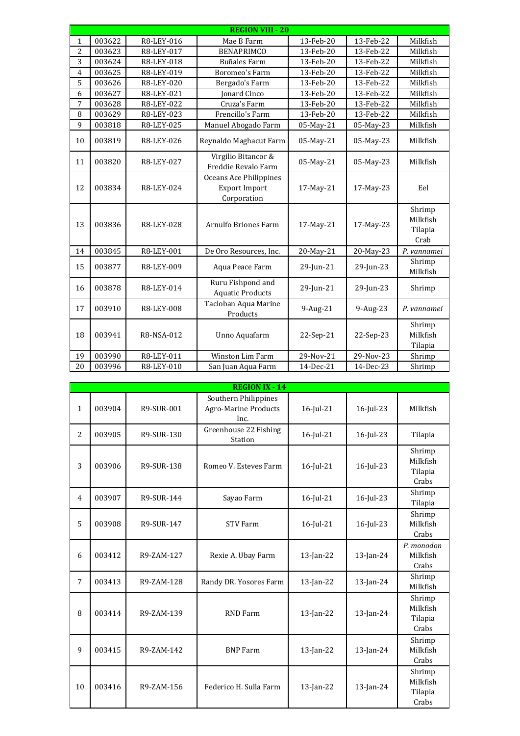| REGION VIII - 20 | | | | | | |
|---|---|---|---|---|---|---|
| 1 | 003622 | R8-LEY-016 | Mae B Farm | 13-Feb-20 | 13-Feb-22 | Milkfish |
| 2 | 003623 | R8-LEY-017 | BENAPRIMCO | 13-Feb-20 | 13-Feb-22 | Milkfish |
| 3 | 003624 | R8-LEY-018 | Buñales Farm | 13-Feb-20 | 13-Feb-22 | Milkfish |
| 4 | 003625 | R8-LEY-019 | Boromeo's Farm | 13-Feb-20 | 13-Feb-22 | Milkfish |
| 5 | 003626 | R8-LEY-020 | Bergado's Farm | 13-Feb-20 | 13-Feb-22 | Milkfish |
| 6 | 003627 | R8-LEY-021 | Jonard Cinco | 13-Feb-20 | 13-Feb-22 | Milkfish |
| 7 | 003628 | R8-LEY-022 | Cruza's Farm | 13-Feb-20 | 13-Feb-22 | Milkfish |
| 8 | 003629 | R8-LEY-023 | Frencillo's Farm | 13-Feb-20 | 13-Feb-22 | Milkfish |
| 9 | 003818 | R8-LEY-025 | Manuel Abogado Farm | 05-May-21 | 05-May-23 | Milkfish |
| 10 | 003819 | R8-LEY-026 | Reynaldo Maghacut Farm | 05-May-21 | 05-May-23 | Milkfish |
| 11 | 003820 | R8-LEY-027 | Virgilio Bitancor & Freddie Revalo Farm | 05-May-21 | 05-May-23 | Milkfish |
| 12 | 003834 | R8-LEY-024 | Oceans Ace Philippines Export Import Corporation | 17-May-21 | 17-May-23 | Eel |
| 13 | 003836 | R8-LEY-028 | Arnulfo Briones Farm | 17-May-21 | 17-May-23 | Shrimp Milkfish Tilapia Crab |
| 14 | 003845 | R8-LEY-001 | De Oro Resources, Inc. | 20-May-21 | 20-May-23 | *P. vannamei* |
| 15 | 003877 | R8-LEY-009 | Aqua Peace Farm | 29-Jun-21 | 29-Jun-23 | Shrimp Milkfish |
| 16 | 003878 | R8-LEY-014 | Ruru Fishpond and Aquatic Products | 29-Jun-21 | 29-Jun-23 | Shrimp |
| 17 | 003910 | R8-LEY-008 | Tacloban Aqua Marine Products | 9-Aug-21 | 9-Aug-23 | *P. vannamei* |
| 18 | 003941 | R8-NSA-012 | Unno Aquafarm | 22-Sep-21 | 22-Sep-23 | Shrimp Milkfish Tilapia |
| 19 | 003990 | R8-LEY-011 | Winston Lim Farm | 29-Nov-21 | 29-Nov-23 | Shrimp |
| 20 | 003996 | R8-LEY-010 | San Juan Aqua Farm | 14-Dec-21 | 14-Dec-23 | Shrimp |

| REGION IX - 14 | | | | | | |
|---|---|---|---|---|---|---|
| 1 | 003904 | R9-SUR-001 | Southern Philippines Agro-Marine Products Inc. | 16-Jul-21 | 16-Jul-23 | Milkfish |
| 2 | 003905 | R9-SUR-130 | Greenhouse 22 Fishing Station | 16-Jul-21 | 16-Jul-23 | Tilapia |
| 3 | 003906 | R9-SUR-138 | Romeo V. Esteves Farm | 16-Jul-21 | 16-Jul-23 | Shrimp Milkfish Tilapia Crabs |
| 4 | 003907 | R9-SUR-144 | Sayao Farm | 16-Jul-21 | 16-Jul-23 | Shrimp Tilapia |
| 5 | 003908 | R9-SUR-147 | STV Farm | 16-Jul-21 | 16-Jul-23 | Shrimp Milkfish Crabs |
| 6 | 003412 | R9-ZAM-127 | Rexie A. Ubay Farm | 13-Jan-22 | 13-Jan-24 | *P. monodon* Milkfish Crabs |
| 7 | 003413 | R9-ZAM-128 | Randy DR. Yosores Farm | 13-Jan-22 | 13-Jan-24 | Shrimp Milkfish |
| 8 | 003414 | R9-ZAM-139 | RND Farm | 13-Jan-22 | 13-Jan-24 | Shrimp Milkfish Tilapia Crabs |
| 9 | 003415 | R9-ZAM-142 | BNP Farm | 13-Jan-22 | 13-Jan-24 | Shrimp Milkfish Crabs |
| 10 | 003416 | R9-ZAM-156 | Federico H. Sulla Farm | 13-Jan-22 | 13-Jan-24 | Shrimp Milkfish Tilapia Crabs |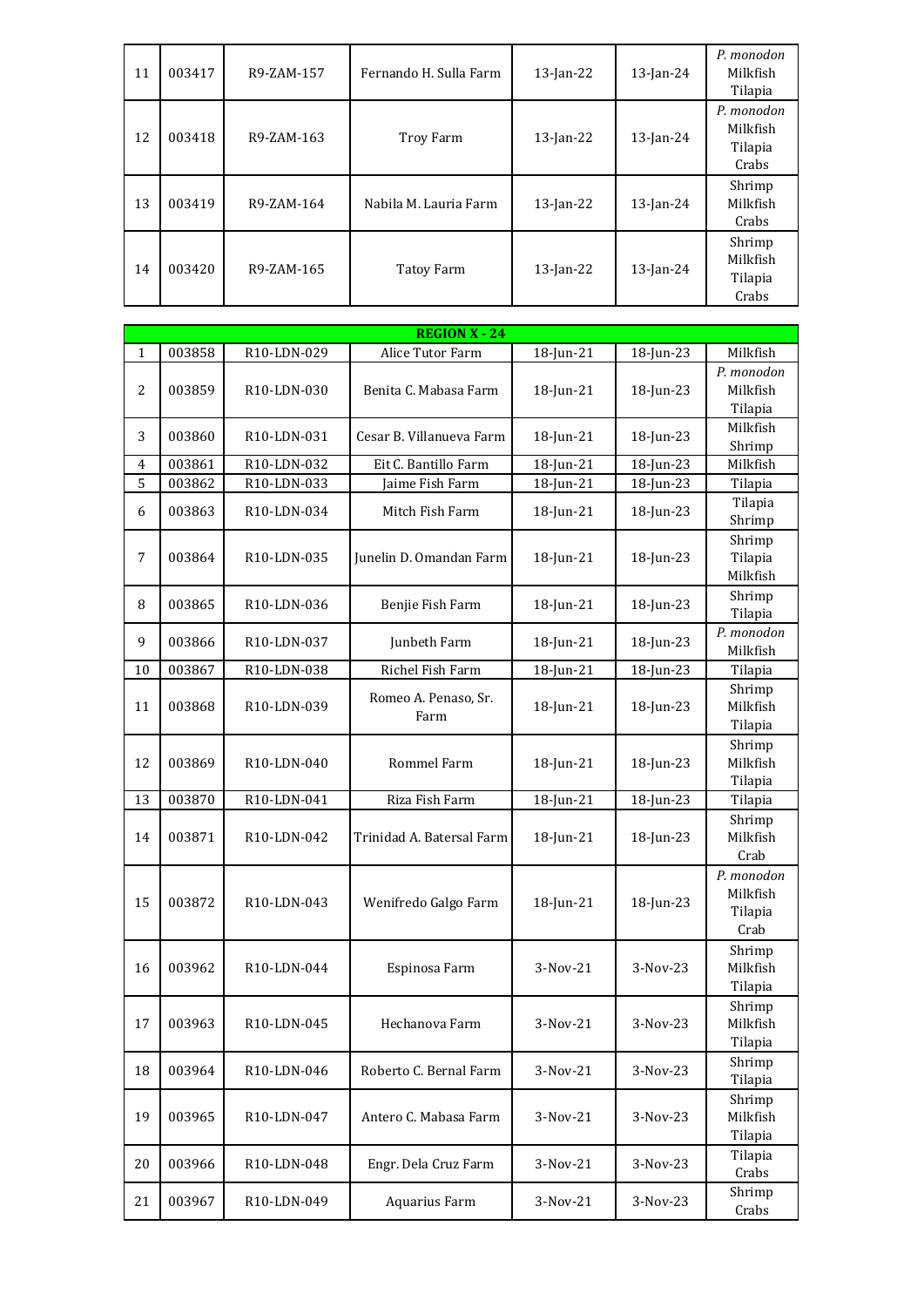| | | | | | | |
|---|---|---|---|---|---|---|
| 11 | 003417 | R9-ZAM-157 | Fernando H. Sulla Farm | 13-Jan-22 | 13-Jan-24 | *P. monodon* Milkfish Tilapia |
| 12 | 003418 | R9-ZAM-163 | Troy Farm | 13-Jan-22 | 13-Jan-24 | *P. monodon* Milkfish Tilapia Crabs |
| 13 | 003419 | R9-ZAM-164 | Nabila M. Lauria Farm | 13-Jan-22 | 13-Jan-24 | Shrimp Milkfish Crabs |
| 14 | 003420 | R9-ZAM-165 | Tatoy Farm | 13-Jan-22 | 13-Jan-24 | Shrimp Milkfish Tilapia Crabs |

| **REGION X - 24** | | | | | | |
|---|---|---|---|---|---|---|
| 1 | 003858 | R10-LDN-029 | Alice Tutor Farm | 18-Jun-21 | 18-Jun-23 | Milkfish |
| 2 | 003859 | R10-LDN-030 | Benita C. Mabasa Farm | 18-Jun-21 | 18-Jun-23 | *P. monodon* Milkfish Tilapia |
| 3 | 003860 | R10-LDN-031 | Cesar B. Villanueva Farm | 18-Jun-21 | 18-Jun-23 | Milkfish Shrimp |
| 4 | 003861 | R10-LDN-032 | Eit C. Bantillo Farm | 18-Jun-21 | 18-Jun-23 | Milkfish |
| 5 | 003862 | R10-LDN-033 | Jaime Fish Farm | 18-Jun-21 | 18-Jun-23 | Tilapia |
| 6 | 003863 | R10-LDN-034 | Mitch Fish Farm | 18-Jun-21 | 18-Jun-23 | Tilapia Shrimp |
| 7 | 003864 | R10-LDN-035 | Junelin D. Omandan Farm | 18-Jun-21 | 18-Jun-23 | Shrimp Tilapia Milkfish |
| 8 | 003865 | R10-LDN-036 | Benjie Fish Farm | 18-Jun-21 | 18-Jun-23 | Shrimp Tilapia |
| 9 | 003866 | R10-LDN-037 | Junbeth Farm | 18-Jun-21 | 18-Jun-23 | *P. monodon* Milkfish |
| 10 | 003867 | R10-LDN-038 | Richel Fish Farm | 18-Jun-21 | 18-Jun-23 | Tilapia |
| 11 | 003868 | R10-LDN-039 | Romeo A. Penaso, Sr. Farm | 18-Jun-21 | 18-Jun-23 | Shrimp Milkfish Tilapia |
| 12 | 003869 | R10-LDN-040 | Rommel Farm | 18-Jun-21 | 18-Jun-23 | Shrimp Milkfish Tilapia |
| 13 | 003870 | R10-LDN-041 | Riza Fish Farm | 18-Jun-21 | 18-Jun-23 | Tilapia |
| 14 | 003871 | R10-LDN-042 | Trinidad A. Batersal Farm | 18-Jun-21 | 18-Jun-23 | Shrimp Milkfish Crab |
| 15 | 003872 | R10-LDN-043 | Wenifredo Galgo Farm | 18-Jun-21 | 18-Jun-23 | *P. monodon* Milkfish Tilapia Crab |
| 16 | 003962 | R10-LDN-044 | Espinosa Farm | 3-Nov-21 | 3-Nov-23 | Shrimp Milkfish Tilapia |
| 17 | 003963 | R10-LDN-045 | Hechanova Farm | 3-Nov-21 | 3-Nov-23 | Shrimp Milkfish Tilapia |
| 18 | 003964 | R10-LDN-046 | Roberto C. Bernal Farm | 3-Nov-21 | 3-Nov-23 | Shrimp Tilapia |
| 19 | 003965 | R10-LDN-047 | Antero C. Mabasa Farm | 3-Nov-21 | 3-Nov-23 | Shrimp Milkfish Tilapia |
| 20 | 003966 | R10-LDN-048 | Engr. Dela Cruz Farm | 3-Nov-21 | 3-Nov-23 | Tilapia Crabs |
| 21 | 003967 | R10-LDN-049 | Aquarius Farm | 3-Nov-21 | 3-Nov-23 | Shrimp Crabs |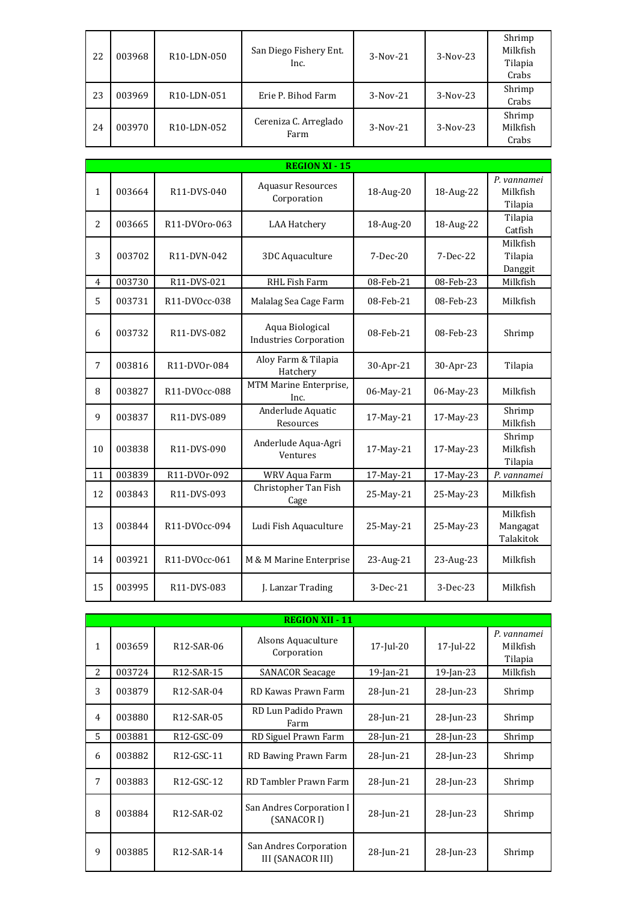| | | | | | | |
|---|---|---|---|---|---|---|
| 22 | 003968 | R10-LDN-050 | San Diego Fishery Ent. Inc. | 3-Nov-21 | 3-Nov-23 | Shrimp<br>Milkfish<br>Tilapia<br>Crabs |
| 23 | 003969 | R10-LDN-051 | Erie P. Bihod Farm | 3-Nov-21 | 3-Nov-23 | Shrimp<br>Crabs |
| 24 | 003970 | R10-LDN-052 | Cereniza C. Arreglado Farm | 3-Nov-21 | 3-Nov-23 | Shrimp<br>Milkfish<br>Crabs |

| **REGION XI - 15** | | | | | | |
|---|---|---|---|---|---|---|
| 1 | 003664 | R11-DVS-040 | Aquasur Resources Corporation | 18-Aug-20 | 18-Aug-22 | *P. vannamei*<br>Milkfish<br>Tilapia |
| 2 | 003665 | R11-DVOro-063 | LAA Hatchery | 18-Aug-20 | 18-Aug-22 | Tilapia<br>Catfish |
| 3 | 003702 | R11-DVN-042 | 3DC Aquaculture | 7-Dec-20 | 7-Dec-22 | Milkfish<br>Tilapia<br>Danggit |
| 4 | 003730 | R11-DVS-021 | RHL Fish Farm | 08-Feb-21 | 08-Feb-23 | Milkfish |
| 5 | 003731 | R11-DVOcc-038 | Malalag Sea Cage Farm | 08-Feb-21 | 08-Feb-23 | Milkfish |
| 6 | 003732 | R11-DVS-082 | Aqua Biological Industries Corporation | 08-Feb-21 | 08-Feb-23 | Shrimp |
| 7 | 003816 | R11-DVOr-084 | Aloy Farm & Tilapia Hatchery | 30-Apr-21 | 30-Apr-23 | Tilapia |
| 8 | 003827 | R11-DVOcc-088 | MTM Marine Enterprise, Inc. | 06-May-21 | 06-May-23 | Milkfish |
| 9 | 003837 | R11-DVS-089 | Anderlude Aquatic Resources | 17-May-21 | 17-May-23 | Shrimp<br>Milkfish |
| 10 | 003838 | R11-DVS-090 | Anderlude Aqua-Agri Ventures | 17-May-21 | 17-May-23 | Shrimp<br>Milkfish<br>Tilapia |
| 11 | 003839 | R11-DVOr-092 | WRV Aqua Farm | 17-May-21 | 17-May-23 | *P. vannamei* |
| 12 | 003843 | R11-DVS-093 | Christopher Tan Fish Cage | 25-May-21 | 25-May-23 | Milkfish |
| 13 | 003844 | R11-DVOcc-094 | Ludi Fish Aquaculture | 25-May-21 | 25-May-23 | Milkfish<br>Mangagat<br>Talakitok |
| 14 | 003921 | R11-DVOcc-061 | M & M Marine Enterprise | 23-Aug-21 | 23-Aug-23 | Milkfish |
| 15 | 003995 | R11-DVS-083 | J. Lanzar Trading | 3-Dec-21 | 3-Dec-23 | Milkfish |

| **REGION XII - 11** | | | | | | |
|---|---|---|---|---|---|---|
| 1 | 003659 | R12-SAR-06 | Alsons Aquaculture Corporation | 17-Jul-20 | 17-Jul-22 | *P. vannamei*<br>Milkfish<br>Tilapia |
| 2 | 003724 | R12-SAR-15 | SANACOR Seacage | 19-Jan-21 | 19-Jan-23 | Milkfish |
| 3 | 003879 | R12-SAR-04 | RD Kawas Prawn Farm | 28-Jun-21 | 28-Jun-23 | Shrimp |
| 4 | 003880 | R12-SAR-05 | RD Lun Padido Prawn Farm | 28-Jun-21 | 28-Jun-23 | Shrimp |
| 5 | 003881 | R12-GSC-09 | RD Siguel Prawn Farm | 28-Jun-21 | 28-Jun-23 | Shrimp |
| 6 | 003882 | R12-GSC-11 | RD Bawing Prawn Farm | 28-Jun-21 | 28-Jun-23 | Shrimp |
| 7 | 003883 | R12-GSC-12 | RD Tambler Prawn Farm | 28-Jun-21 | 28-Jun-23 | Shrimp |
| 8 | 003884 | R12-SAR-02 | San Andres Corporation I (SANACOR I) | 28-Jun-21 | 28-Jun-23 | Shrimp |
| 9 | 003885 | R12-SAR-14 | San Andres Corporation III (SANACOR III) | 28-Jun-21 | 28-Jun-23 | Shrimp |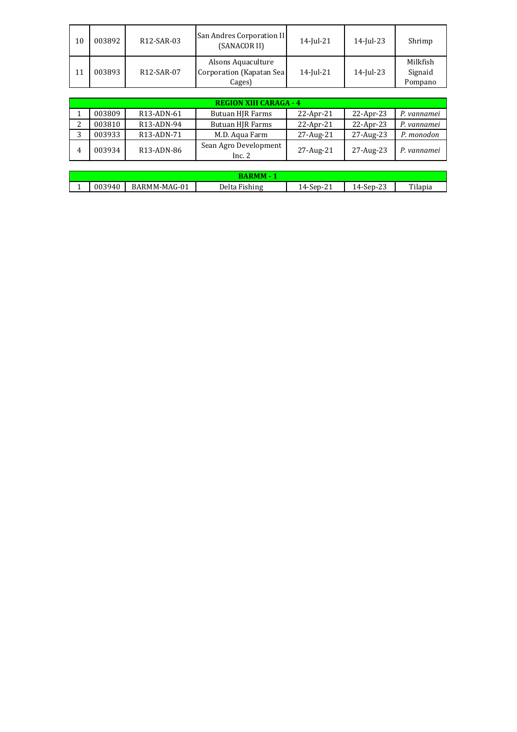| | | | | | | |
|---|---|---|---|---|---|---|
| 10 | 003892 | R12-SAR-03 | San Andres Corporation II (SANACOR II) | 14-Jul-21 | 14-Jul-23 | Shrimp |
| 11 | 003893 | R12-SAR-07 | Alsons Aquaculture Corporation (Kapatan Sea Cages) | 14-Jul-21 | 14-Jul-23 | Milkfish Signaid Pompano |

| **REGION XIII CARAGA - 4** | | | | | | |
|---|---|---|---|---|---|---|
| 1 | 003809 | R13-ADN-61 | Butuan HJR Farms | 22-Apr-21 | 22-Apr-23 | *P. vannamei* |
| 2 | 003810 | R13-ADN-94 | Butuan HJR Farms | 22-Apr-21 | 22-Apr-23 | *P. vannamei* |
| 3 | 003933 | R13-ADN-71 | M.D. Aqua Farm | 27-Aug-21 | 27-Aug-23 | *P. monodon* |
| 4 | 003934 | R13-ADN-86 | Sean Agro Development Inc. 2 | 27-Aug-21 | 27-Aug-23 | *P. vannamei* |

| **BARMM - 1** | | | | | | |
|---|---|---|---|---|---|---|
| 1 | 003940 | BARMM-MAG-01 | Delta Fishing | 14-Sep-21 | 14-Sep-23 | Tilapia |